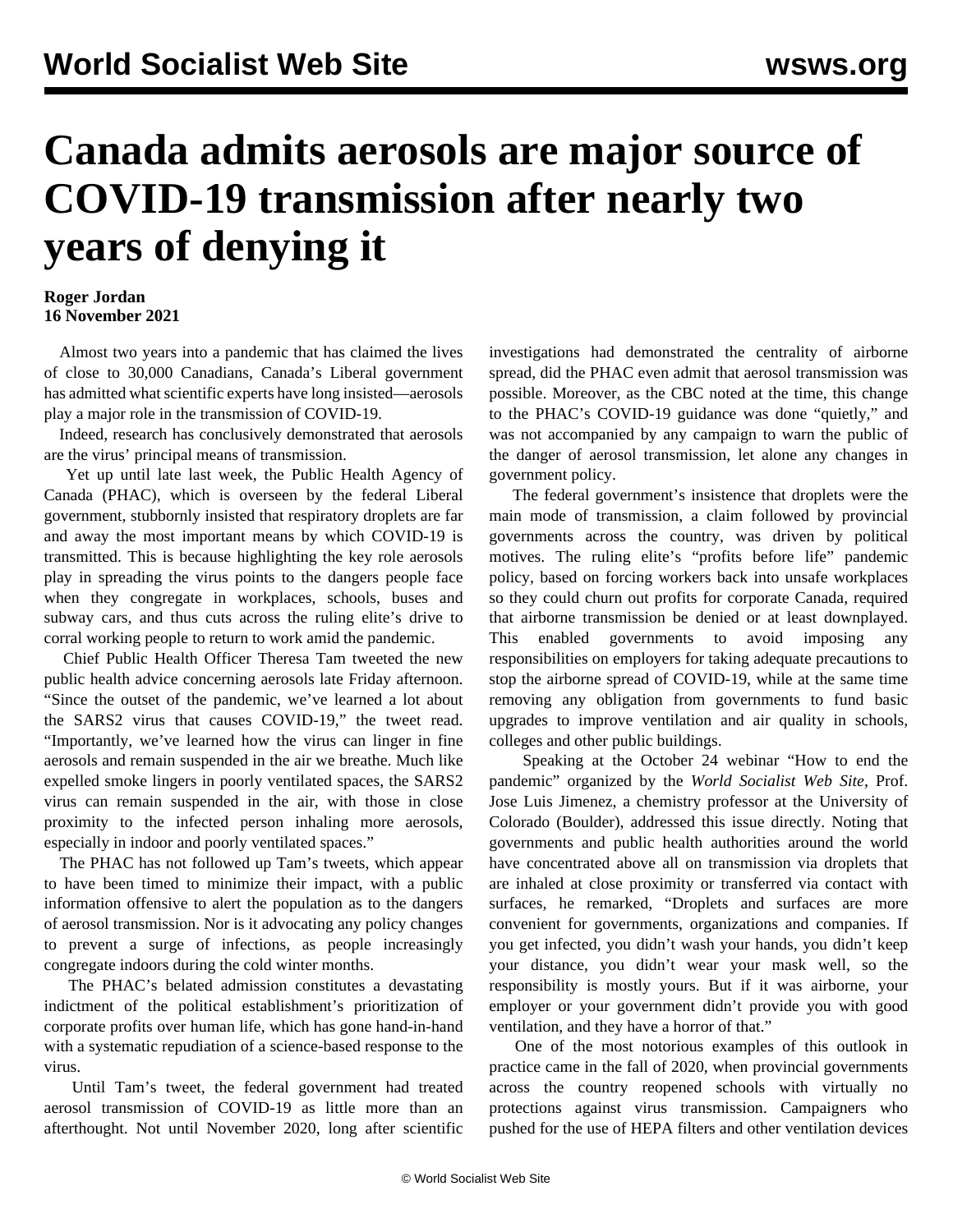# Canada admits aerosols are major source of COVID-19 transmission after nearly two years of denying it

**Roger Jordan**
**16 November 2021**

Almost two years into a pandemic that has claimed the lives of close to 30,000 Canadians, Canada's Liberal government has admitted what scientific experts have long insisted—aerosols play a major role in the transmission of COVID-19.

Indeed, research has conclusively demonstrated that aerosols are the virus' principal means of transmission.

Yet up until late last week, the Public Health Agency of Canada (PHAC), which is overseen by the federal Liberal government, stubbornly insisted that respiratory droplets are far and away the most important means by which COVID-19 is transmitted. This is because highlighting the key role aerosols play in spreading the virus points to the dangers people face when they congregate in workplaces, schools, buses and subway cars, and thus cuts across the ruling elite's drive to corral working people to return to work amid the pandemic.

Chief Public Health Officer Theresa Tam tweeted the new public health advice concerning aerosols late Friday afternoon. "Since the outset of the pandemic, we've learned a lot about the SARS2 virus that causes COVID-19," the tweet read. "Importantly, we've learned how the virus can linger in fine aerosols and remain suspended in the air we breathe. Much like expelled smoke lingers in poorly ventilated spaces, the SARS2 virus can remain suspended in the air, with those in close proximity to the infected person inhaling more aerosols, especially in indoor and poorly ventilated spaces."

The PHAC has not followed up Tam's tweets, which appear to have been timed to minimize their impact, with a public information offensive to alert the population as to the dangers of aerosol transmission. Nor is it advocating any policy changes to prevent a surge of infections, as people increasingly congregate indoors during the cold winter months.

The PHAC's belated admission constitutes a devastating indictment of the political establishment's prioritization of corporate profits over human life, which has gone hand-in-hand with a systematic repudiation of a science-based response to the virus.

Until Tam's tweet, the federal government had treated aerosol transmission of COVID-19 as little more than an afterthought. Not until November 2020, long after scientific investigations had demonstrated the centrality of airborne spread, did the PHAC even admit that aerosol transmission was possible. Moreover, as the CBC noted at the time, this change to the PHAC's COVID-19 guidance was done "quietly," and was not accompanied by any campaign to warn the public of the danger of aerosol transmission, let alone any changes in government policy.

The federal government's insistence that droplets were the main mode of transmission, a claim followed by provincial governments across the country, was driven by political motives. The ruling elite's "profits before life" pandemic policy, based on forcing workers back into unsafe workplaces so they could churn out profits for corporate Canada, required that airborne transmission be denied or at least downplayed. This enabled governments to avoid imposing any responsibilities on employers for taking adequate precautions to stop the airborne spread of COVID-19, while at the same time removing any obligation from governments to fund basic upgrades to improve ventilation and air quality in schools, colleges and other public buildings.

Speaking at the October 24 webinar "How to end the pandemic" organized by the *World Socialist Web Site*, Prof. Jose Luis Jimenez, a chemistry professor at the University of Colorado (Boulder), addressed this issue directly. Noting that governments and public health authorities around the world have concentrated above all on transmission via droplets that are inhaled at close proximity or transferred via contact with surfaces, he remarked, "Droplets and surfaces are more convenient for governments, organizations and companies. If you get infected, you didn't wash your hands, you didn't keep your distance, you didn't wear your mask well, so the responsibility is mostly yours. But if it was airborne, your employer or your government didn't provide you with good ventilation, and they have a horror of that."

One of the most notorious examples of this outlook in practice came in the fall of 2020, when provincial governments across the country reopened schools with virtually no protections against virus transmission. Campaigners who pushed for the use of HEPA filters and other ventilation devices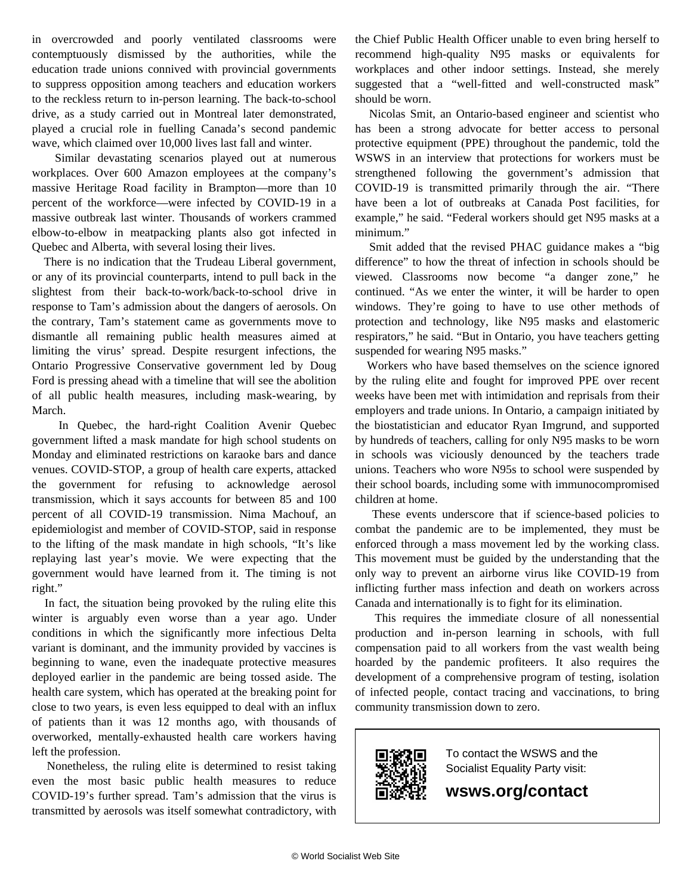in overcrowded and poorly ventilated classrooms were contemptuously dismissed by the authorities, while the education trade unions connived with provincial governments to suppress opposition among teachers and education workers to the reckless return to in-person learning. The back-to-school drive, as a study carried out in Montreal later demonstrated, played a crucial role in fuelling Canada's second pandemic wave, which claimed over 10,000 lives last fall and winter.

Similar devastating scenarios played out at numerous workplaces. Over 600 Amazon employees at the company's massive Heritage Road facility in Brampton—more than 10 percent of the workforce—were infected by COVID-19 in a massive outbreak last winter. Thousands of workers crammed elbow-to-elbow in meatpacking plants also got infected in Quebec and Alberta, with several losing their lives.

There is no indication that the Trudeau Liberal government, or any of its provincial counterparts, intend to pull back in the slightest from their back-to-work/back-to-school drive in response to Tam's admission about the dangers of aerosols. On the contrary, Tam's statement came as governments move to dismantle all remaining public health measures aimed at limiting the virus' spread. Despite resurgent infections, the Ontario Progressive Conservative government led by Doug Ford is pressing ahead with a timeline that will see the abolition of all public health measures, including mask-wearing, by March.

In Quebec, the hard-right Coalition Avenir Quebec government lifted a mask mandate for high school students on Monday and eliminated restrictions on karaoke bars and dance venues. COVID-STOP, a group of health care experts, attacked the government for refusing to acknowledge aerosol transmission, which it says accounts for between 85 and 100 percent of all COVID-19 transmission. Nima Machouf, an epidemiologist and member of COVID-STOP, said in response to the lifting of the mask mandate in high schools, "It's like replaying last year's movie. We were expecting that the government would have learned from it. The timing is not right."

In fact, the situation being provoked by the ruling elite this winter is arguably even worse than a year ago. Under conditions in which the significantly more infectious Delta variant is dominant, and the immunity provided by vaccines is beginning to wane, even the inadequate protective measures deployed earlier in the pandemic are being tossed aside. The health care system, which has operated at the breaking point for close to two years, is even less equipped to deal with an influx of patients than it was 12 months ago, with thousands of overworked, mentally-exhausted health care workers having left the profession.

Nonetheless, the ruling elite is determined to resist taking even the most basic public health measures to reduce COVID-19's further spread. Tam's admission that the virus is transmitted by aerosols was itself somewhat contradictory, with the Chief Public Health Officer unable to even bring herself to recommend high-quality N95 masks or equivalents for workplaces and other indoor settings. Instead, she merely suggested that a "well-fitted and well-constructed mask" should be worn.

Nicolas Smit, an Ontario-based engineer and scientist who has been a strong advocate for better access to personal protective equipment (PPE) throughout the pandemic, told the WSWS in an interview that protections for workers must be strengthened following the government's admission that COVID-19 is transmitted primarily through the air. "There have been a lot of outbreaks at Canada Post facilities, for example," he said. "Federal workers should get N95 masks at a minimum."

Smit added that the revised PHAC guidance makes a "big difference" to how the threat of infection in schools should be viewed. Classrooms now become "a danger zone," he continued. "As we enter the winter, it will be harder to open windows. They're going to have to use other methods of protection and technology, like N95 masks and elastomeric respirators," he said. "But in Ontario, you have teachers getting suspended for wearing N95 masks."

Workers who have based themselves on the science ignored by the ruling elite and fought for improved PPE over recent weeks have been met with intimidation and reprisals from their employers and trade unions. In Ontario, a campaign initiated by the biostatistician and educator Ryan Imgrund, and supported by hundreds of teachers, calling for only N95 masks to be worn in schools was viciously denounced by the teachers trade unions. Teachers who wore N95s to school were suspended by their school boards, including some with immunocompromised children at home.

These events underscore that if science-based policies to combat the pandemic are to be implemented, they must be enforced through a mass movement led by the working class. This movement must be guided by the understanding that the only way to prevent an airborne virus like COVID-19 from inflicting further mass infection and death on workers across Canada and internationally is to fight for its elimination.

This requires the immediate closure of all nonessential production and in-person learning in schools, with full compensation paid to all workers from the vast wealth being hoarded by the pandemic profiteers. It also requires the development of a comprehensive program of testing, isolation of infected people, contact tracing and vaccinations, to bring community transmission down to zero.

To contact the WSWS and the Socialist Equality Party visit:

**wsws.org/contact**

© World Socialist Web Site